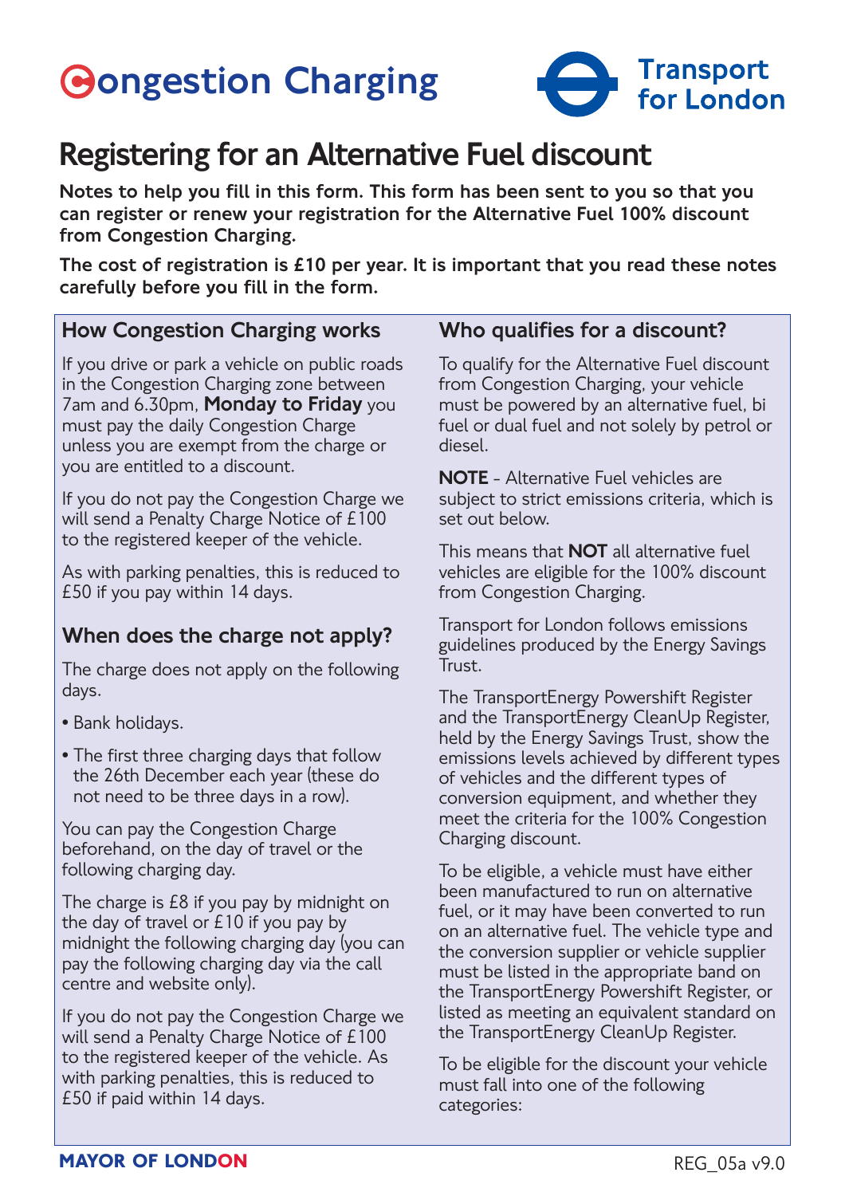# Congestion Charging

Transport for London

## Registering for an Alternative Fuel discount

**Notes to help you fill in this form. This form has been sent to you so that you can register or renew your registration for the Alternative Fuel 100% discount from Congestion Charging.**

**The cost of registration is £10 per year. It is important that you read these notes carefully before you fill in the form.**

### How Congestion Charging works

If you drive or park a vehicle on public roads in the Congestion Charging zone between 7am and 6.30pm, **Monday to Friday** you must pay the daily Congestion Charge unless you are exempt from the charge or you are entitled to a discount.

If you do not pay the Congestion Charge we will send a Penalty Charge Notice of £100 to the registered keeper of the vehicle.

As with parking penalties, this is reduced to £50 if you pay within 14 days.

### When does the charge not apply?

The charge does not apply on the following days.

- Bank holidays.
- The first three charging days that follow the 26th December each year (these do not need to be three days in a row).

You can pay the Congestion Charge beforehand, on the day of travel or the following charging day.

The charge is £8 if you pay by midnight on the day of travel or £10 if you pay by midnight the following charging day (you can pay the following charging day via the call centre and website only).

If you do not pay the Congestion Charge we will send a Penalty Charge Notice of £100 to the registered keeper of the vehicle. As with parking penalties, this is reduced to £50 if paid within 14 days.

### Who qualifies for a discount?

To qualify for the Alternative Fuel discount from Congestion Charging, your vehicle must be powered by an alternative fuel, bi fuel or dual fuel and not solely by petrol or diesel.

**NOTE** - Alternative Fuel vehicles are subject to strict emissions criteria, which is set out below.

This means that **NOT** all alternative fuel vehicles are eligible for the 100% discount from Congestion Charging.

Transport for London follows emissions guidelines produced by the Energy Savings Trust.

The TransportEnergy Powershift Register and the TransportEnergy CleanUp Register, held by the Energy Savings Trust, show the emissions levels achieved by different types of vehicles and the different types of conversion equipment, and whether they meet the criteria for the 100% Congestion Charging discount.

To be eligible, a vehicle must have either been manufactured to run on alternative fuel, or it may have been converted to run on an alternative fuel. The vehicle type and the conversion supplier or vehicle supplier must be listed in the appropriate band on the TransportEnergy Powershift Register, or listed as meeting an equivalent standard on the TransportEnergy CleanUp Register.

To be eligible for the discount your vehicle must fall into one of the following categories:

MAYOR OF LONDON

REG_05a v9.0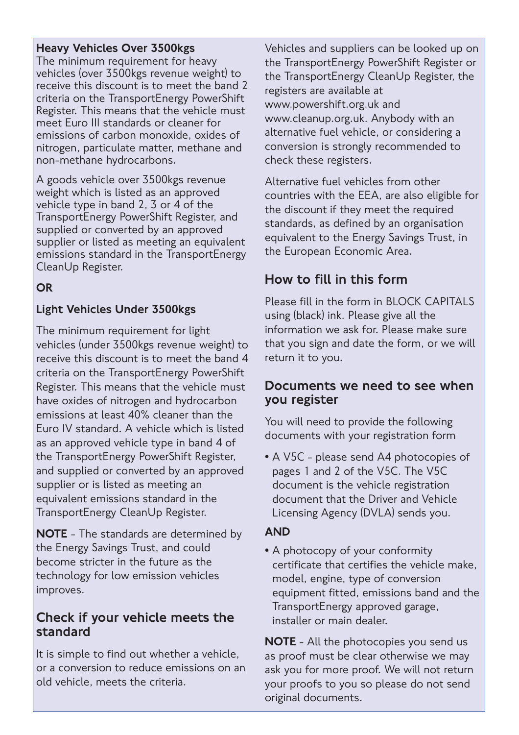**Heavy Vehicles Over 3500kgs**

The minimum requirement for heavy vehicles (over 3500kgs revenue weight) to receive this discount is to meet the band 2 criteria on the TransportEnergy PowerShift Register. This means that the vehicle must meet Euro III standards or cleaner for emissions of carbon monoxide, oxides of nitrogen, particulate matter, methane and non-methane hydrocarbons.

A goods vehicle over 3500kgs revenue weight which is listed as an approved vehicle type in band 2, 3 or 4 of the TransportEnergy PowerShift Register, and supplied or converted by an approved supplier or listed as meeting an equivalent emissions standard in the TransportEnergy CleanUp Register.

**OR**

**Light Vehicles Under 3500kgs**

The minimum requirement for light vehicles (under 3500kgs revenue weight) to receive this discount is to meet the band 4 criteria on the TransportEnergy PowerShift Register. This means that the vehicle must have oxides of nitrogen and hydrocarbon emissions at least 40% cleaner than the Euro IV standard. A vehicle which is listed as an approved vehicle type in band 4 of the TransportEnergy PowerShift Register, and supplied or converted by an approved supplier or is listed as meeting an equivalent emissions standard in the TransportEnergy CleanUp Register.

**NOTE** - The standards are determined by the Energy Savings Trust, and could become stricter in the future as the technology for low emission vehicles improves.

## Check if your vehicle meets the standard

It is simple to find out whether a vehicle, or a conversion to reduce emissions on an old vehicle, meets the criteria.

Vehicles and suppliers can be looked up on the TransportEnergy PowerShift Register or the TransportEnergy CleanUp Register, the registers are available at www.powershift.org.uk and www.cleanup.org.uk. Anybody with an alternative fuel vehicle, or considering a conversion is strongly recommended to check these registers.

Alternative fuel vehicles from other countries with the EEA, are also eligible for the discount if they meet the required standards, as defined by an organisation equivalent to the Energy Savings Trust, in the European Economic Area.

## How to fill in this form

Please fill in the form in BLOCK CAPITALS using (black) ink. Please give all the information we ask for. Please make sure that you sign and date the form, or we will return it to you.

## Documents we need to see when you register

You will need to provide the following documents with your registration form

- A V5C - please send A4 photocopies of pages 1 and 2 of the V5C. The V5C document is the vehicle registration document that the Driver and Vehicle Licensing Agency (DVLA) sends you.

**AND**

- A photocopy of your conformity certificate that certifies the vehicle make, model, engine, type of conversion equipment fitted, emissions band and the TransportEnergy approved garage, installer or main dealer.

**NOTE** - All the photocopies you send us as proof must be clear otherwise we may ask you for more proof. We will not return your proofs to you so please do not send original documents.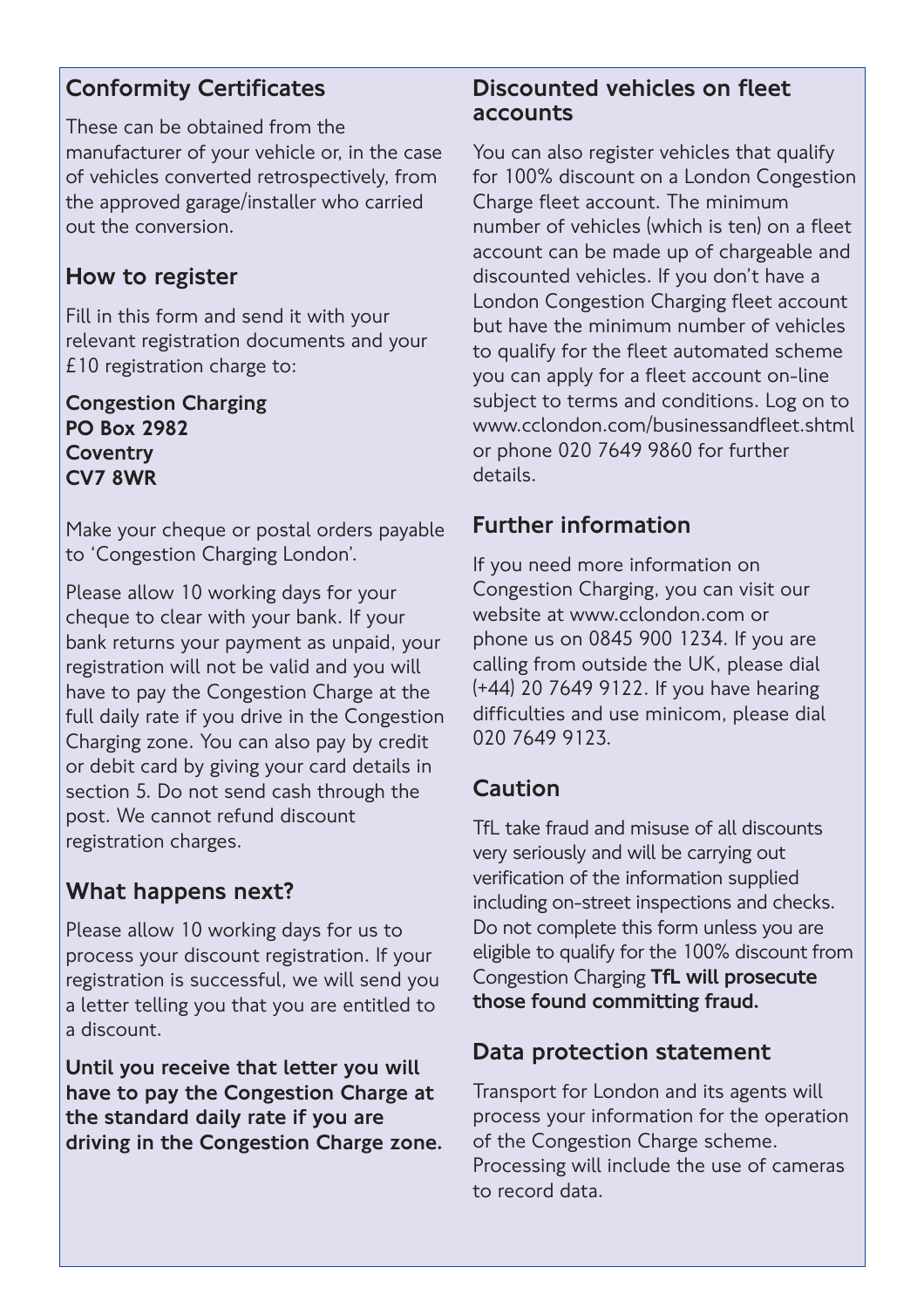## Conformity Certificates

These can be obtained from the manufacturer of your vehicle or, in the case of vehicles converted retrospectively, from the approved garage/installer who carried out the conversion.

## How to register

Fill in this form and send it with your relevant registration documents and your £10 registration charge to:

**Congestion Charging**
**PO Box 2982**
**Coventry**
**CV7 8WR**

Make your cheque or postal orders payable to 'Congestion Charging London'.

Please allow 10 working days for your cheque to clear with your bank. If your bank returns your payment as unpaid, your registration will not be valid and you will have to pay the Congestion Charge at the full daily rate if you drive in the Congestion Charging zone. You can also pay by credit or debit card by giving your card details in section 5. Do not send cash through the post. We cannot refund discount registration charges.

## What happens next?

Please allow 10 working days for us to process your discount registration. If your registration is successful, we will send you a letter telling you that you are entitled to a discount.

**Until you receive that letter you will have to pay the Congestion Charge at the standard daily rate if you are driving in the Congestion Charge zone.**

## Discounted vehicles on fleet accounts

You can also register vehicles that qualify for 100% discount on a London Congestion Charge fleet account. The minimum number of vehicles (which is ten) on a fleet account can be made up of chargeable and discounted vehicles. If you don't have a London Congestion Charging fleet account but have the minimum number of vehicles to qualify for the fleet automated scheme you can apply for a fleet account on-line subject to terms and conditions. Log on to www.cclondon.com/businessandfleet.shtml or phone 020 7649 9860 for further details.

## Further information

If you need more information on Congestion Charging, you can visit our website at www.cclondon.com or phone us on 0845 900 1234. If you are calling from outside the UK, please dial (+44) 20 7649 9122. If you have hearing difficulties and use minicom, please dial 020 7649 9123.

## Caution

TfL take fraud and misuse of all discounts very seriously and will be carrying out verification of the information supplied including on-street inspections and checks. Do not complete this form unless you are eligible to qualify for the 100% discount from Congestion Charging **TfL will prosecute those found committing fraud.**

## Data protection statement

Transport for London and its agents will process your information for the operation of the Congestion Charge scheme. Processing will include the use of cameras to record data.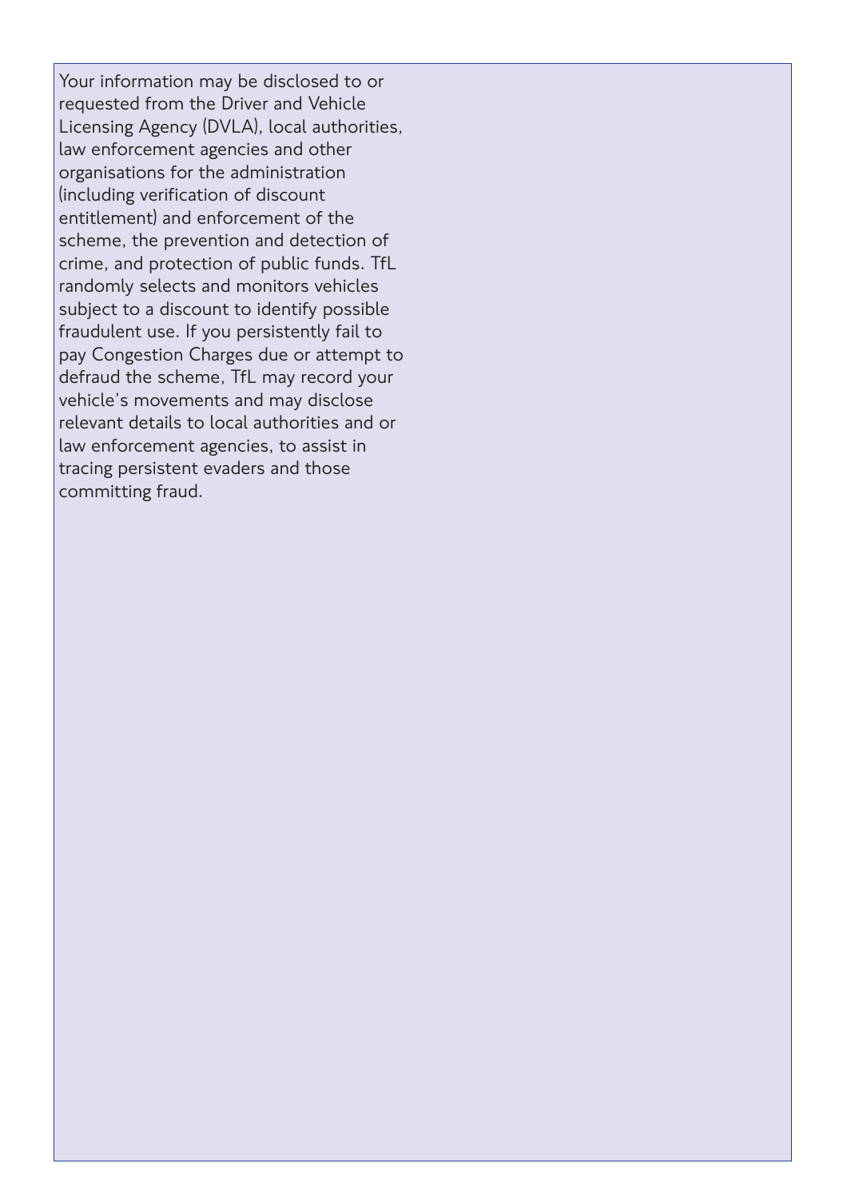Your information may be disclosed to or requested from the Driver and Vehicle Licensing Agency (DVLA), local authorities, law enforcement agencies and other organisations for the administration (including verification of discount entitlement) and enforcement of the scheme, the prevention and detection of crime, and protection of public funds. TfL randomly selects and monitors vehicles subject to a discount to identify possible fraudulent use. If you persistently fail to pay Congestion Charges due or attempt to defraud the scheme, TfL may record your vehicle's movements and may disclose relevant details to local authorities and or law enforcement agencies, to assist in tracing persistent evaders and those committing fraud.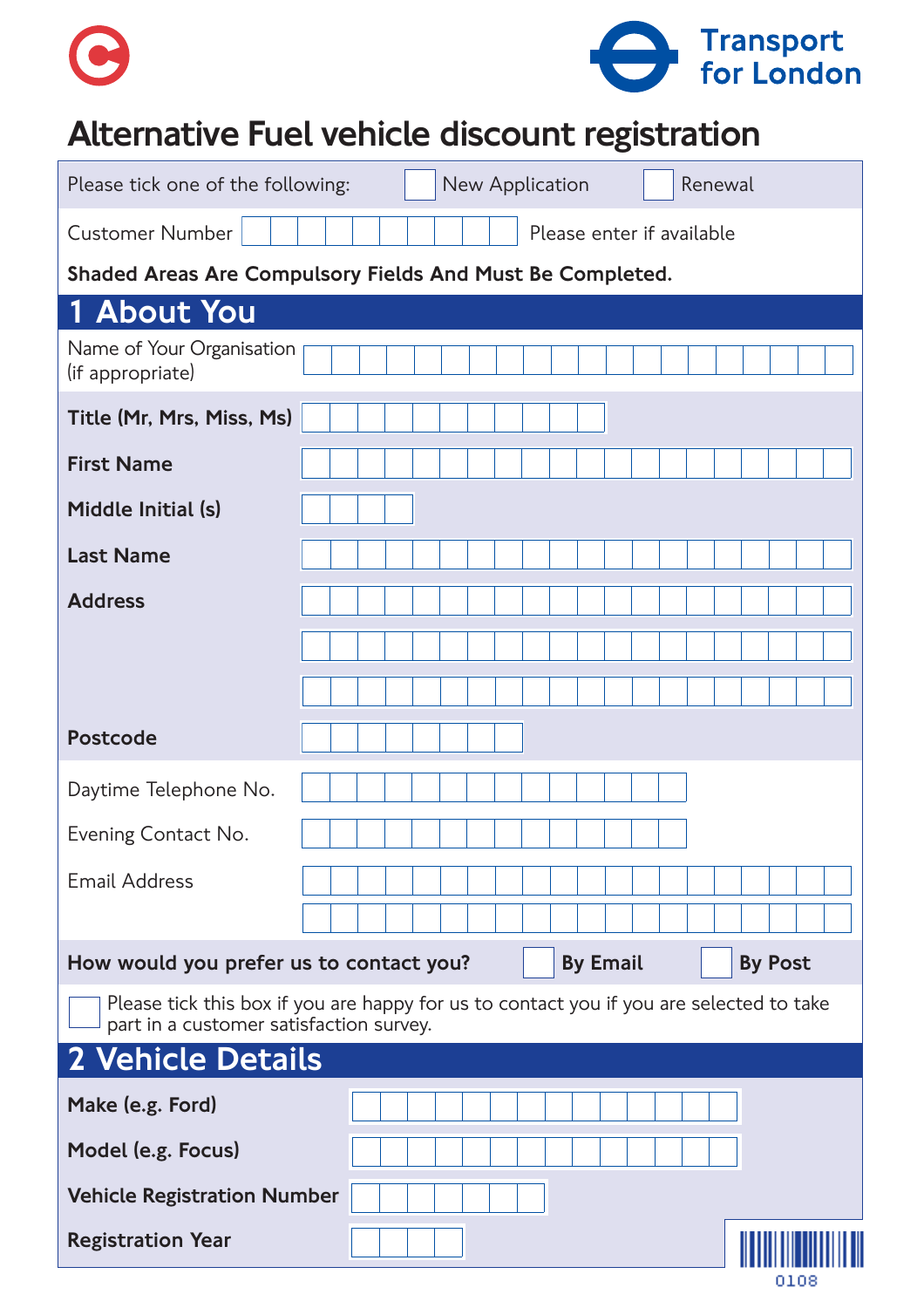# Alternative Fuel vehicle discount registration

Please tick one of the following: ☐ New Application ☐ Renewal

Customer Number ☐ Please enter if available

**Shaded Areas Are Compulsory Fields And Must Be Completed.**

## 1 About You

Name of Your Organisation (if appropriate)

**Title (Mr, Mrs, Miss, Ms)**

**First Name**

**Middle Initial (s)**

**Last Name**

**Address**

**Postcode**

Daytime Telephone No.

Evening Contact No.

Email Address

**How would you prefer us to contact you?** ☐ **By Email** ☐ **By Post**

☐ Please tick this box if you are happy for us to contact you if you are selected to take part in a customer satisfaction survey.

## 2 Vehicle Details

**Make (e.g. Ford)**

**Model (e.g. Focus)**

**Vehicle Registration Number**

**Registration Year**

0108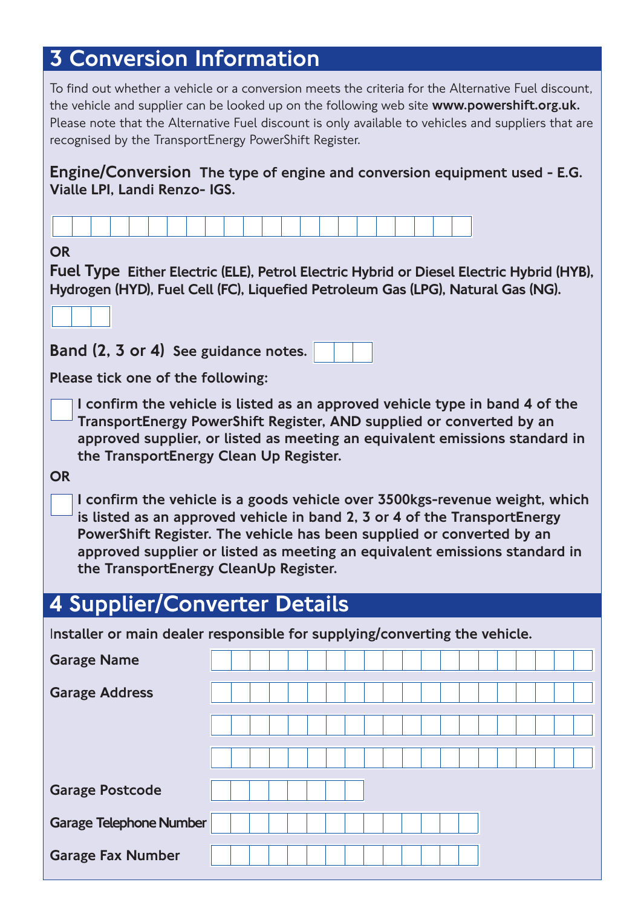## 3 Conversion Information

To find out whether a vehicle or a conversion meets the criteria for the Alternative Fuel discount, the vehicle and supplier can be looked up on the following web site **www.powershift.org.uk.** Please note that the Alternative Fuel discount is only available to vehicles and suppliers that are recognised by the TransportEnergy PowerShift Register.

**Engine/Conversion** **The type of engine and conversion equipment used - E.G. Vialle LPI, Landi Renzo- IGS.**

**OR**

**Fuel Type** **Either Electric (ELE), Petrol Electric Hybrid or Diesel Electric Hybrid (HYB), Hydrogen (HYD), Fuel Cell (FC), Liquefied Petroleum Gas (LPG), Natural Gas (NG).**

**Band (2, 3 or 4)** **See guidance notes.**

**Please tick one of the following:**

☐ **I confirm the vehicle is listed as an approved vehicle type in band 4 of the TransportEnergy PowerShift Register, AND supplied or converted by an approved supplier, or listed as meeting an equivalent emissions standard in the TransportEnergy Clean Up Register.**

**OR**

☐ **I confirm the vehicle is a goods vehicle over 3500kgs-revenue weight, which is listed as an approved vehicle in band 2, 3 or 4 of the TransportEnergy PowerShift Register. The vehicle has been supplied or converted by an approved supplier or listed as meeting an equivalent emissions standard in the TransportEnergy CleanUp Register.**

## 4 Supplier/Converter Details

**Installer or main dealer responsible for supplying/converting the vehicle.**

**Garage Name**

**Garage Address**

**Garage Postcode**

**Garage Telephone Number**

**Garage Fax Number**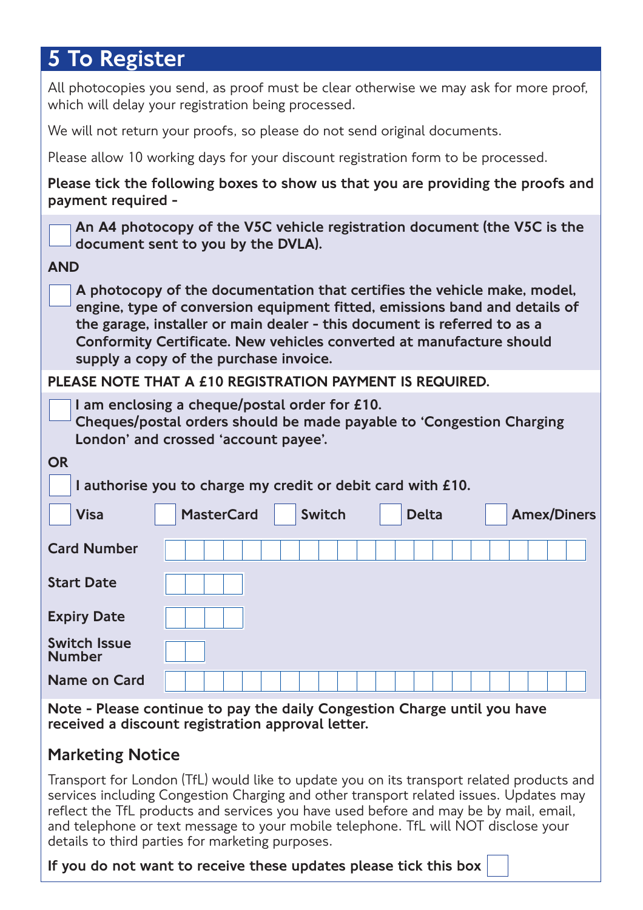## 5 To Register

All photocopies you send, as proof must be clear otherwise we may ask for more proof, which will delay your registration being processed.

We will not return your proofs, so please do not send original documents.

Please allow 10 working days for your discount registration form to be processed.

**Please tick the following boxes to show us that you are providing the proofs and payment required -**

☐ **An A4 photocopy of the V5C vehicle registration document (the V5C is the document sent to you by the DVLA).**

**AND**

☐ **A photocopy of the documentation that certifies the vehicle make, model, engine, type of conversion equipment fitted, emissions band and details of the garage, installer or main dealer - this document is referred to as a Conformity Certificate. New vehicles converted at manufacture should supply a copy of the purchase invoice.**

**PLEASE NOTE THAT A £10 REGISTRATION PAYMENT IS REQUIRED.**

☐ **I am enclosing a cheque/postal order for £10.**
**Cheques/postal orders should be made payable to 'Congestion Charging London' and crossed 'account payee'.**

**OR**

☐ **I authorise you to charge my credit or debit card with £10.**

☐ **Visa** ☐ **MasterCard** ☐ **Switch** ☐ **Delta** ☐ **Amex/Diners**

| | |
|---|---|
| **Card Number** | |
| **Start Date** | |
| **Expiry Date** | |
| **Switch Issue Number** | |
| **Name on Card** | |

**Note - Please continue to pay the daily Congestion Charge until you have received a discount registration approval letter.**

### Marketing Notice

Transport for London (TfL) would like to update you on its transport related products and services including Congestion Charging and other transport related issues. Updates may reflect the TfL products and services you have used before and may be by mail, email, and telephone or text message to your mobile telephone. TfL will NOT disclose your details to third parties for marketing purposes.

**If you do not want to receive these updates please tick this box** ☐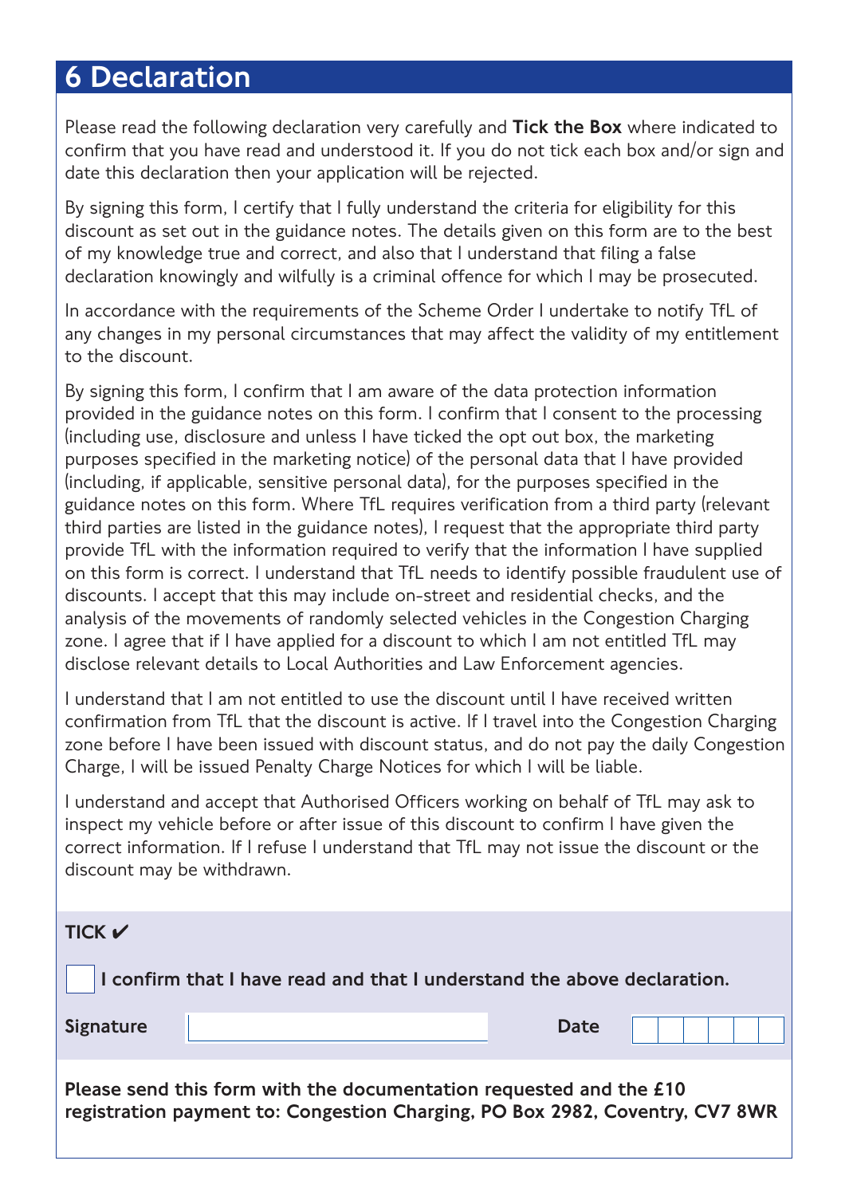## 6 Declaration

Please read the following declaration very carefully and **Tick the Box** where indicated to confirm that you have read and understood it. If you do not tick each box and/or sign and date this declaration then your application will be rejected.

By signing this form, I certify that I fully understand the criteria for eligibility for this discount as set out in the guidance notes. The details given on this form are to the best of my knowledge true and correct, and also that I understand that filing a false declaration knowingly and wilfully is a criminal offence for which I may be prosecuted.

In accordance with the requirements of the Scheme Order I undertake to notify TfL of any changes in my personal circumstances that may affect the validity of my entitlement to the discount.

By signing this form, I confirm that I am aware of the data protection information provided in the guidance notes on this form. I confirm that I consent to the processing (including use, disclosure and unless I have ticked the opt out box, the marketing purposes specified in the marketing notice) of the personal data that I have provided (including, if applicable, sensitive personal data), for the purposes specified in the guidance notes on this form. Where TfL requires verification from a third party (relevant third parties are listed in the guidance notes), I request that the appropriate third party provide TfL with the information required to verify that the information I have supplied on this form is correct. I understand that TfL needs to identify possible fraudulent use of discounts. I accept that this may include on-street and residential checks, and the analysis of the movements of randomly selected vehicles in the Congestion Charging zone. I agree that if I have applied for a discount to which I am not entitled TfL may disclose relevant details to Local Authorities and Law Enforcement agencies.

I understand that I am not entitled to use the discount until I have received written confirmation from TfL that the discount is active. If I travel into the Congestion Charging zone before I have been issued with discount status, and do not pay the daily Congestion Charge, I will be issued Penalty Charge Notices for which I will be liable.

I understand and accept that Authorised Officers working on behalf of TfL may ask to inspect my vehicle before or after issue of this discount to confirm I have given the correct information. If I refuse I understand that TfL may not issue the discount or the discount may be withdrawn.

**TICK ✔**

☐ **I confirm that I have read and that I understand the above declaration.**

**Signature** ____________________ **Date** ☐☐☐☐☐☐

**Please send this form with the documentation requested and the £10 registration payment to: Congestion Charging, PO Box 2982, Coventry, CV7 8WR**